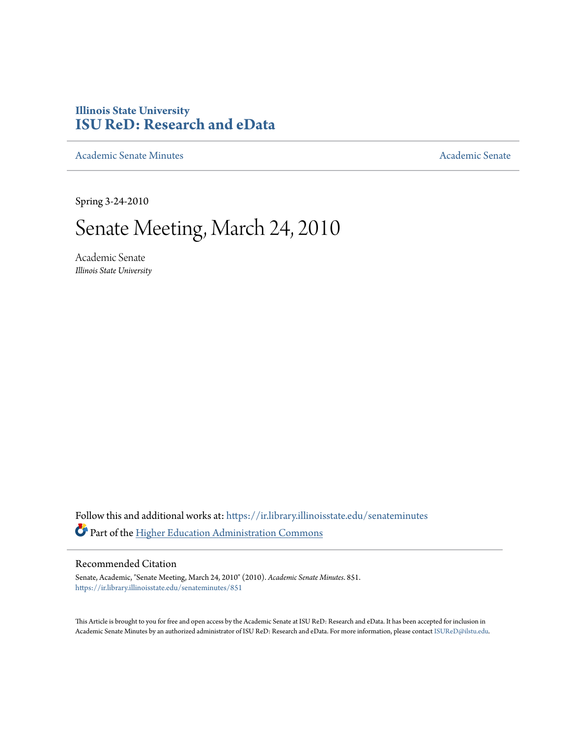**Illinois State University**
# ISU ReD: Research and eData

Academic Senate Minutes | Academic Senate

Spring 3-24-2010

# Senate Meeting, March 24, 2010

Academic Senate
*Illinois State University*

Follow this and additional works at: https://ir.library.illinoisstate.edu/senateminutes

Part of the Higher Education Administration Commons

## Recommended Citation

Senate, Academic, "Senate Meeting, March 24, 2010" (2010). *Academic Senate Minutes*. 851.
https://ir.library.illinoisstate.edu/senateminutes/851

This Article is brought to you for free and open access by the Academic Senate at ISU ReD: Research and eData. It has been accepted for inclusion in Academic Senate Minutes by an authorized administrator of ISU ReD: Research and eData. For more information, please contact ISUReD@ilstu.edu.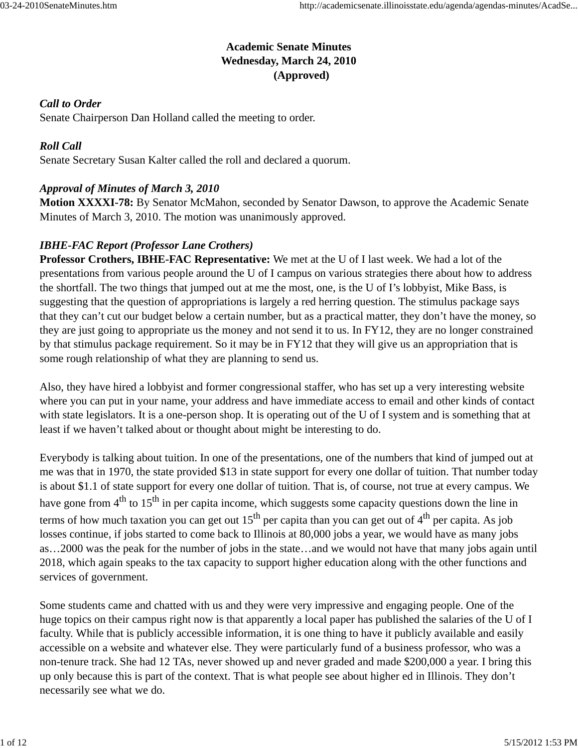# Academic Senate Minutes
## Wednesday, March 24, 2010
## (Approved)

***Call to Order***
Senate Chairperson Dan Holland called the meeting to order.

***Roll Call***
Senate Secretary Susan Kalter called the roll and declared a quorum.

***Approval of Minutes of March 3, 2010***
**Motion XXXXI-78:** By Senator McMahon, seconded by Senator Dawson, to approve the Academic Senate Minutes of March 3, 2010. The motion was unanimously approved.

***IBHE-FAC Report (Professor Lane Crothers)***
**Professor Crothers, IBHE-FAC Representative:** We met at the U of I last week. We had a lot of the presentations from various people around the U of I campus on various strategies there about how to address the shortfall. The two things that jumped out at me the most, one, is the U of I's lobbyist, Mike Bass, is suggesting that the question of appropriations is largely a red herring question. The stimulus package says that they can't cut our budget below a certain number, but as a practical matter, they don't have the money, so they are just going to appropriate us the money and not send it to us. In FY12, they are no longer constrained by that stimulus package requirement. So it may be in FY12 that they will give us an appropriation that is some rough relationship of what they are planning to send us.

Also, they have hired a lobbyist and former congressional staffer, who has set up a very interesting website where you can put in your name, your address and have immediate access to email and other kinds of contact with state legislators. It is a one-person shop. It is operating out of the U of I system and is something that at least if we haven't talked about or thought about might be interesting to do.

Everybody is talking about tuition. In one of the presentations, one of the numbers that kind of jumped out at me was that in 1970, the state provided $13 in state support for every one dollar of tuition. That number today is about $1.1 of state support for every one dollar of tuition. That is, of course, not true at every campus. We have gone from 4th to 15th in per capita income, which suggests some capacity questions down the line in terms of how much taxation you can get out 15th per capita than you can get out of 4th per capita. As job losses continue, if jobs started to come back to Illinois at 80,000 jobs a year, we would have as many jobs as…2000 was the peak for the number of jobs in the state…and we would not have that many jobs again until 2018, which again speaks to the tax capacity to support higher education along with the other functions and services of government.

Some students came and chatted with us and they were very impressive and engaging people. One of the huge topics on their campus right now is that apparently a local paper has published the salaries of the U of I faculty. While that is publicly accessible information, it is one thing to have it publicly available and easily accessible on a website and whatever else. They were particularly fund of a business professor, who was a non-tenure track. She had 12 TAs, never showed up and never graded and made $200,000 a year. I bring this up only because this is part of the context. That is what people see about higher ed in Illinois. They don't necessarily see what we do.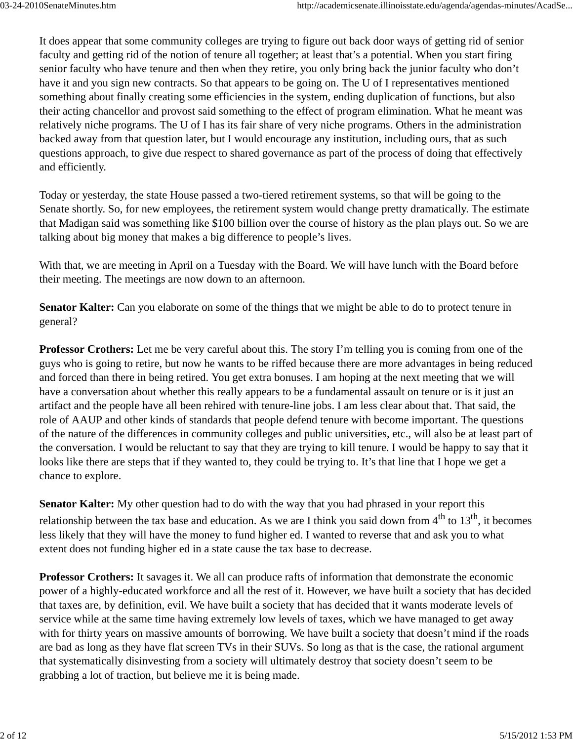It does appear that some community colleges are trying to figure out back door ways of getting rid of senior faculty and getting rid of the notion of tenure all together; at least that's a potential. When you start firing senior faculty who have tenure and then when they retire, you only bring back the junior faculty who don't have it and you sign new contracts. So that appears to be going on. The U of I representatives mentioned something about finally creating some efficiencies in the system, ending duplication of functions, but also their acting chancellor and provost said something to the effect of program elimination. What he meant was relatively niche programs. The U of I has its fair share of very niche programs. Others in the administration backed away from that question later, but I would encourage any institution, including ours, that as such questions approach, to give due respect to shared governance as part of the process of doing that effectively and efficiently.

Today or yesterday, the state House passed a two-tiered retirement systems, so that will be going to the Senate shortly. So, for new employees, the retirement system would change pretty dramatically. The estimate that Madigan said was something like $100 billion over the course of history as the plan plays out. So we are talking about big money that makes a big difference to people's lives.

With that, we are meeting in April on a Tuesday with the Board. We will have lunch with the Board before their meeting. The meetings are now down to an afternoon.

**Senator Kalter:** Can you elaborate on some of the things that we might be able to do to protect tenure in general?

**Professor Crothers:** Let me be very careful about this. The story I'm telling you is coming from one of the guys who is going to retire, but now he wants to be riffed because there are more advantages in being reduced and forced than there in being retired. You get extra bonuses. I am hoping at the next meeting that we will have a conversation about whether this really appears to be a fundamental assault on tenure or is it just an artifact and the people have all been rehired with tenure-line jobs. I am less clear about that. That said, the role of AAUP and other kinds of standards that people defend tenure with become important. The questions of the nature of the differences in community colleges and public universities, etc., will also be at least part of the conversation. I would be reluctant to say that they are trying to kill tenure. I would be happy to say that it looks like there are steps that if they wanted to, they could be trying to. It's that line that I hope we get a chance to explore.

**Senator Kalter:** My other question had to do with the way that you had phrased in your report this relationship between the tax base and education. As we are I think you said down from 4th to 13th, it becomes less likely that they will have the money to fund higher ed. I wanted to reverse that and ask you to what extent does not funding higher ed in a state cause the tax base to decrease.

**Professor Crothers:** It savages it. We all can produce rafts of information that demonstrate the economic power of a highly-educated workforce and all the rest of it. However, we have built a society that has decided that taxes are, by definition, evil. We have built a society that has decided that it wants moderate levels of service while at the same time having extremely low levels of taxes, which we have managed to get away with for thirty years on massive amounts of borrowing. We have built a society that doesn't mind if the roads are bad as long as they have flat screen TVs in their SUVs. So long as that is the case, the rational argument that systematically disinvesting from a society will ultimately destroy that society doesn't seem to be grabbing a lot of traction, but believe me it is being made.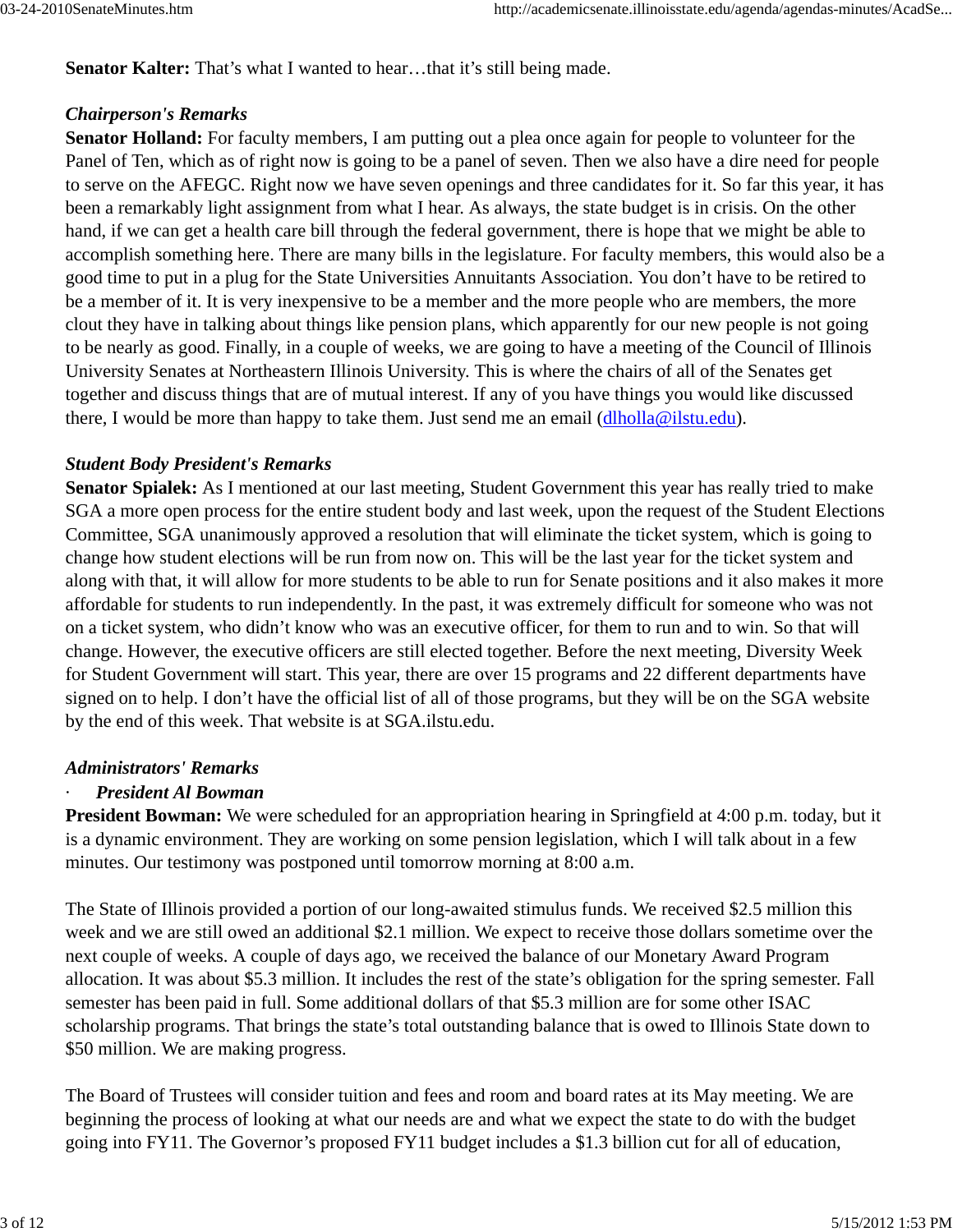**Senator Kalter:** That's what I wanted to hear…that it's still being made.

***Chairperson's Remarks***

**Senator Holland:** For faculty members, I am putting out a plea once again for people to volunteer for the Panel of Ten, which as of right now is going to be a panel of seven. Then we also have a dire need for people to serve on the AFEGC. Right now we have seven openings and three candidates for it. So far this year, it has been a remarkably light assignment from what I hear. As always, the state budget is in crisis. On the other hand, if we can get a health care bill through the federal government, there is hope that we might be able to accomplish something here. There are many bills in the legislature. For faculty members, this would also be a good time to put in a plug for the State Universities Annuitants Association. You don't have to be retired to be a member of it. It is very inexpensive to be a member and the more people who are members, the more clout they have in talking about things like pension plans, which apparently for our new people is not going to be nearly as good. Finally, in a couple of weeks, we are going to have a meeting of the Council of Illinois University Senates at Northeastern Illinois University. This is where the chairs of all of the Senates get together and discuss things that are of mutual interest. If any of you have things you would like discussed there, I would be more than happy to take them. Just send me an email (dlholla@ilstu.edu).

***Student Body President's Remarks***

**Senator Spialek:** As I mentioned at our last meeting, Student Government this year has really tried to make SGA a more open process for the entire student body and last week, upon the request of the Student Elections Committee, SGA unanimously approved a resolution that will eliminate the ticket system, which is going to change how student elections will be run from now on. This will be the last year for the ticket system and along with that, it will allow for more students to be able to run for Senate positions and it also makes it more affordable for students to run independently. In the past, it was extremely difficult for someone who was not on a ticket system, who didn't know who was an executive officer, for them to run and to win. So that will change. However, the executive officers are still elected together. Before the next meeting, Diversity Week for Student Government will start. This year, there are over 15 programs and 22 different departments have signed on to help. I don't have the official list of all of those programs, but they will be on the SGA website by the end of this week. That website is at SGA.ilstu.edu.

***Administrators' Remarks***

- ***President Al Bowman***

**President Bowman:** We were scheduled for an appropriation hearing in Springfield at 4:00 p.m. today, but it is a dynamic environment. They are working on some pension legislation, which I will talk about in a few minutes. Our testimony was postponed until tomorrow morning at 8:00 a.m.

The State of Illinois provided a portion of our long-awaited stimulus funds. We received $2.5 million this week and we are still owed an additional $2.1 million. We expect to receive those dollars sometime over the next couple of weeks. A couple of days ago, we received the balance of our Monetary Award Program allocation. It was about $5.3 million. It includes the rest of the state's obligation for the spring semester. Fall semester has been paid in full. Some additional dollars of that $5.3 million are for some other ISAC scholarship programs. That brings the state's total outstanding balance that is owed to Illinois State down to $50 million. We are making progress.

The Board of Trustees will consider tuition and fees and room and board rates at its May meeting. We are beginning the process of looking at what our needs are and what we expect the state to do with the budget going into FY11. The Governor's proposed FY11 budget includes a $1.3 billion cut for all of education,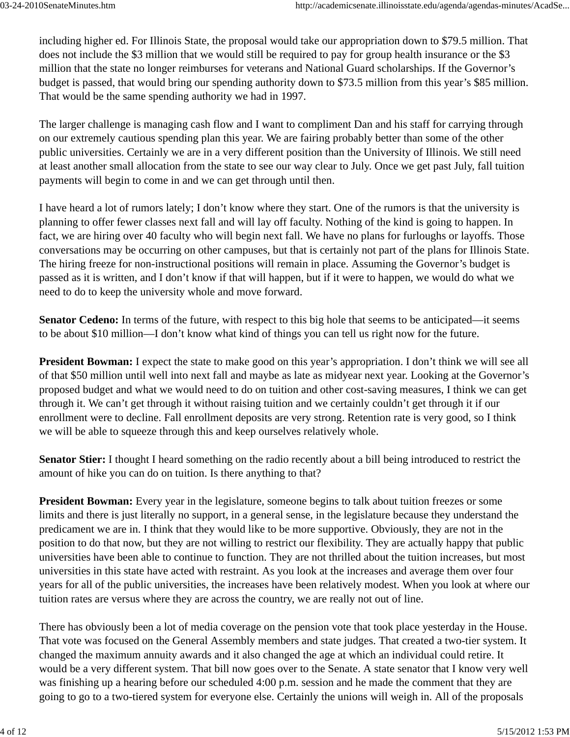including higher ed. For Illinois State, the proposal would take our appropriation down to $79.5 million. That does not include the $3 million that we would still be required to pay for group health insurance or the $3 million that the state no longer reimburses for veterans and National Guard scholarships. If the Governor's budget is passed, that would bring our spending authority down to $73.5 million from this year's $85 million. That would be the same spending authority we had in 1997.

The larger challenge is managing cash flow and I want to compliment Dan and his staff for carrying through on our extremely cautious spending plan this year. We are fairing probably better than some of the other public universities. Certainly we are in a very different position than the University of Illinois. We still need at least another small allocation from the state to see our way clear to July. Once we get past July, fall tuition payments will begin to come in and we can get through until then.

I have heard a lot of rumors lately; I don't know where they start. One of the rumors is that the university is planning to offer fewer classes next fall and will lay off faculty. Nothing of the kind is going to happen. In fact, we are hiring over 40 faculty who will begin next fall. We have no plans for furloughs or layoffs. Those conversations may be occurring on other campuses, but that is certainly not part of the plans for Illinois State. The hiring freeze for non-instructional positions will remain in place. Assuming the Governor's budget is passed as it is written, and I don't know if that will happen, but if it were to happen, we would do what we need to do to keep the university whole and move forward.

**Senator Cedeno:** In terms of the future, with respect to this big hole that seems to be anticipated—it seems to be about $10 million—I don't know what kind of things you can tell us right now for the future.

**President Bowman:** I expect the state to make good on this year's appropriation. I don't think we will see all of that $50 million until well into next fall and maybe as late as midyear next year. Looking at the Governor's proposed budget and what we would need to do on tuition and other cost-saving measures, I think we can get through it. We can't get through it without raising tuition and we certainly couldn't get through it if our enrollment were to decline. Fall enrollment deposits are very strong. Retention rate is very good, so I think we will be able to squeeze through this and keep ourselves relatively whole.

**Senator Stier:** I thought I heard something on the radio recently about a bill being introduced to restrict the amount of hike you can do on tuition. Is there anything to that?

**President Bowman:** Every year in the legislature, someone begins to talk about tuition freezes or some limits and there is just literally no support, in a general sense, in the legislature because they understand the predicament we are in. I think that they would like to be more supportive. Obviously, they are not in the position to do that now, but they are not willing to restrict our flexibility. They are actually happy that public universities have been able to continue to function. They are not thrilled about the tuition increases, but most universities in this state have acted with restraint. As you look at the increases and average them over four years for all of the public universities, the increases have been relatively modest. When you look at where our tuition rates are versus where they are across the country, we are really not out of line.

There has obviously been a lot of media coverage on the pension vote that took place yesterday in the House. That vote was focused on the General Assembly members and state judges. That created a two-tier system. It changed the maximum annuity awards and it also changed the age at which an individual could retire. It would be a very different system. That bill now goes over to the Senate. A state senator that I know very well was finishing up a hearing before our scheduled 4:00 p.m. session and he made the comment that they are going to go to a two-tiered system for everyone else. Certainly the unions will weigh in. All of the proposals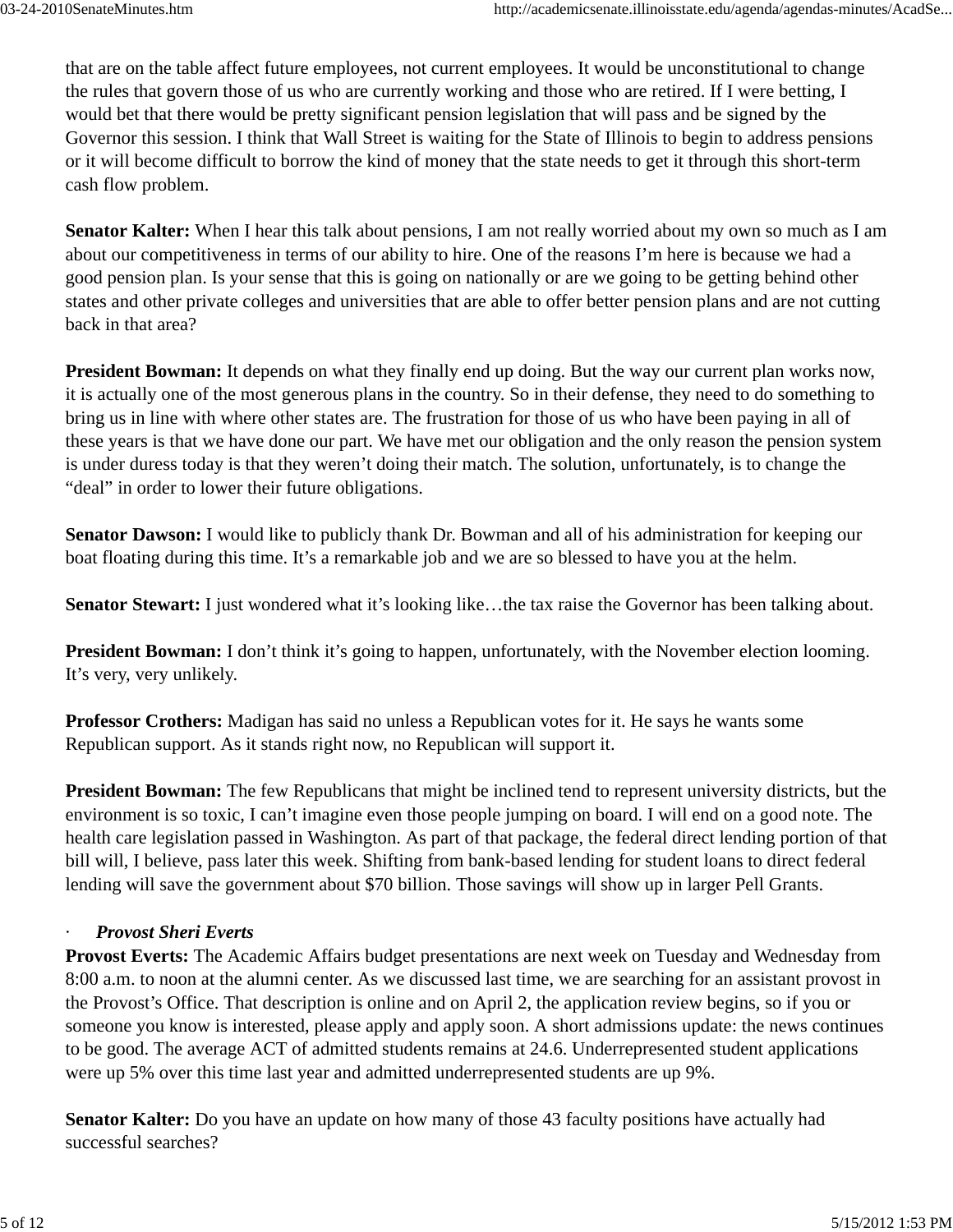that are on the table affect future employees, not current employees. It would be unconstitutional to change the rules that govern those of us who are currently working and those who are retired. If I were betting, I would bet that there would be pretty significant pension legislation that will pass and be signed by the Governor this session. I think that Wall Street is waiting for the State of Illinois to begin to address pensions or it will become difficult to borrow the kind of money that the state needs to get it through this short-term cash flow problem.

**Senator Kalter:** When I hear this talk about pensions, I am not really worried about my own so much as I am about our competitiveness in terms of our ability to hire. One of the reasons I'm here is because we had a good pension plan. Is your sense that this is going on nationally or are we going to be getting behind other states and other private colleges and universities that are able to offer better pension plans and are not cutting back in that area?

**President Bowman:** It depends on what they finally end up doing. But the way our current plan works now, it is actually one of the most generous plans in the country. So in their defense, they need to do something to bring us in line with where other states are. The frustration for those of us who have been paying in all of these years is that we have done our part. We have met our obligation and the only reason the pension system is under duress today is that they weren't doing their match. The solution, unfortunately, is to change the "deal" in order to lower their future obligations.

**Senator Dawson:** I would like to publicly thank Dr. Bowman and all of his administration for keeping our boat floating during this time. It's a remarkable job and we are so blessed to have you at the helm.

**Senator Stewart:** I just wondered what it's looking like…the tax raise the Governor has been talking about.

**President Bowman:** I don't think it's going to happen, unfortunately, with the November election looming. It's very, very unlikely.

**Professor Crothers:** Madigan has said no unless a Republican votes for it. He says he wants some Republican support. As it stands right now, no Republican will support it.

**President Bowman:** The few Republicans that might be inclined tend to represent university districts, but the environment is so toxic, I can't imagine even those people jumping on board. I will end on a good note. The health care legislation passed in Washington. As part of that package, the federal direct lending portion of that bill will, I believe, pass later this week. Shifting from bank-based lending for student loans to direct federal lending will save the government about $70 billion. Those savings will show up in larger Pell Grants.

· ***Provost Sheri Everts***

**Provost Everts:** The Academic Affairs budget presentations are next week on Tuesday and Wednesday from 8:00 a.m. to noon at the alumni center. As we discussed last time, we are searching for an assistant provost in the Provost's Office. That description is online and on April 2, the application review begins, so if you or someone you know is interested, please apply and apply soon. A short admissions update: the news continues to be good. The average ACT of admitted students remains at 24.6. Underrepresented student applications were up 5% over this time last year and admitted underrepresented students are up 9%.

**Senator Kalter:** Do you have an update on how many of those 43 faculty positions have actually had successful searches?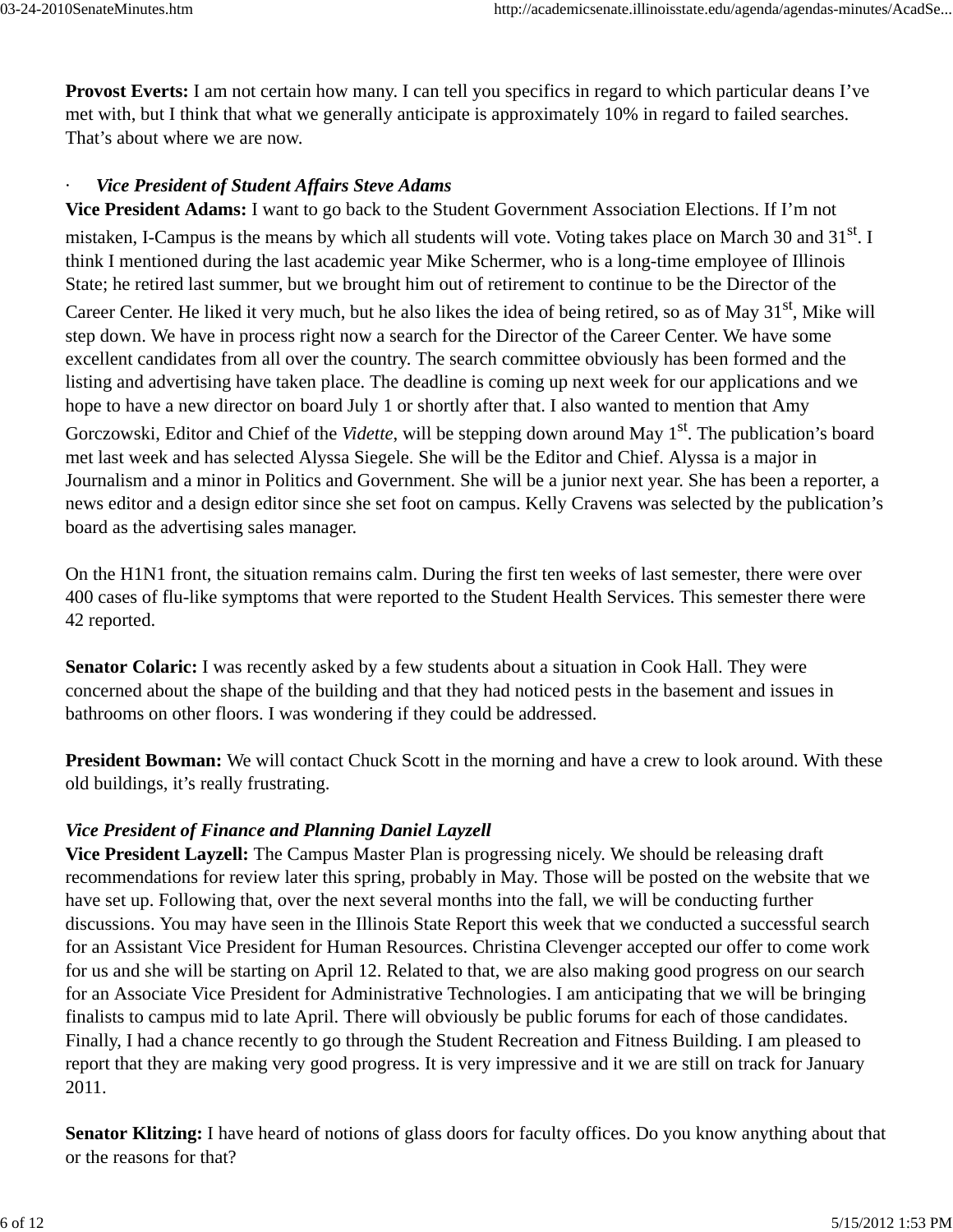**Provost Everts:** I am not certain how many. I can tell you specifics in regard to which particular deans I've met with, but I think that what we generally anticipate is approximately 10% in regard to failed searches. That's about where we are now.

· *Vice President of Student Affairs Steve Adams*

**Vice President Adams:** I want to go back to the Student Government Association Elections. If I'm not mistaken, I-Campus is the means by which all students will vote. Voting takes place on March 30 and 31st. I think I mentioned during the last academic year Mike Schermer, who is a long-time employee of Illinois State; he retired last summer, but we brought him out of retirement to continue to be the Director of the Career Center. He liked it very much, but he also likes the idea of being retired, so as of May 31st, Mike will step down. We have in process right now a search for the Director of the Career Center. We have some excellent candidates from all over the country. The search committee obviously has been formed and the listing and advertising have taken place. The deadline is coming up next week for our applications and we hope to have a new director on board July 1 or shortly after that. I also wanted to mention that Amy Gorczowski, Editor and Chief of the *Vidette*, will be stepping down around May 1st. The publication's board met last week and has selected Alyssa Siegele. She will be the Editor and Chief. Alyssa is a major in Journalism and a minor in Politics and Government. She will be a junior next year. She has been a reporter, a news editor and a design editor since she set foot on campus. Kelly Cravens was selected by the publication's board as the advertising sales manager.

On the H1N1 front, the situation remains calm. During the first ten weeks of last semester, there were over 400 cases of flu-like symptoms that were reported to the Student Health Services. This semester there were 42 reported.

**Senator Colaric:** I was recently asked by a few students about a situation in Cook Hall. They were concerned about the shape of the building and that they had noticed pests in the basement and issues in bathrooms on other floors. I was wondering if they could be addressed.

**President Bowman:** We will contact Chuck Scott in the morning and have a crew to look around. With these old buildings, it's really frustrating.

*Vice President of Finance and Planning Daniel Layzell*

**Vice President Layzell:** The Campus Master Plan is progressing nicely. We should be releasing draft recommendations for review later this spring, probably in May. Those will be posted on the website that we have set up. Following that, over the next several months into the fall, we will be conducting further discussions. You may have seen in the Illinois State Report this week that we conducted a successful search for an Assistant Vice President for Human Resources. Christina Clevenger accepted our offer to come work for us and she will be starting on April 12. Related to that, we are also making good progress on our search for an Associate Vice President for Administrative Technologies. I am anticipating that we will be bringing finalists to campus mid to late April. There will obviously be public forums for each of those candidates. Finally, I had a chance recently to go through the Student Recreation and Fitness Building. I am pleased to report that they are making very good progress. It is very impressive and it we are still on track for January 2011.

**Senator Klitzing:** I have heard of notions of glass doors for faculty offices. Do you know anything about that or the reasons for that?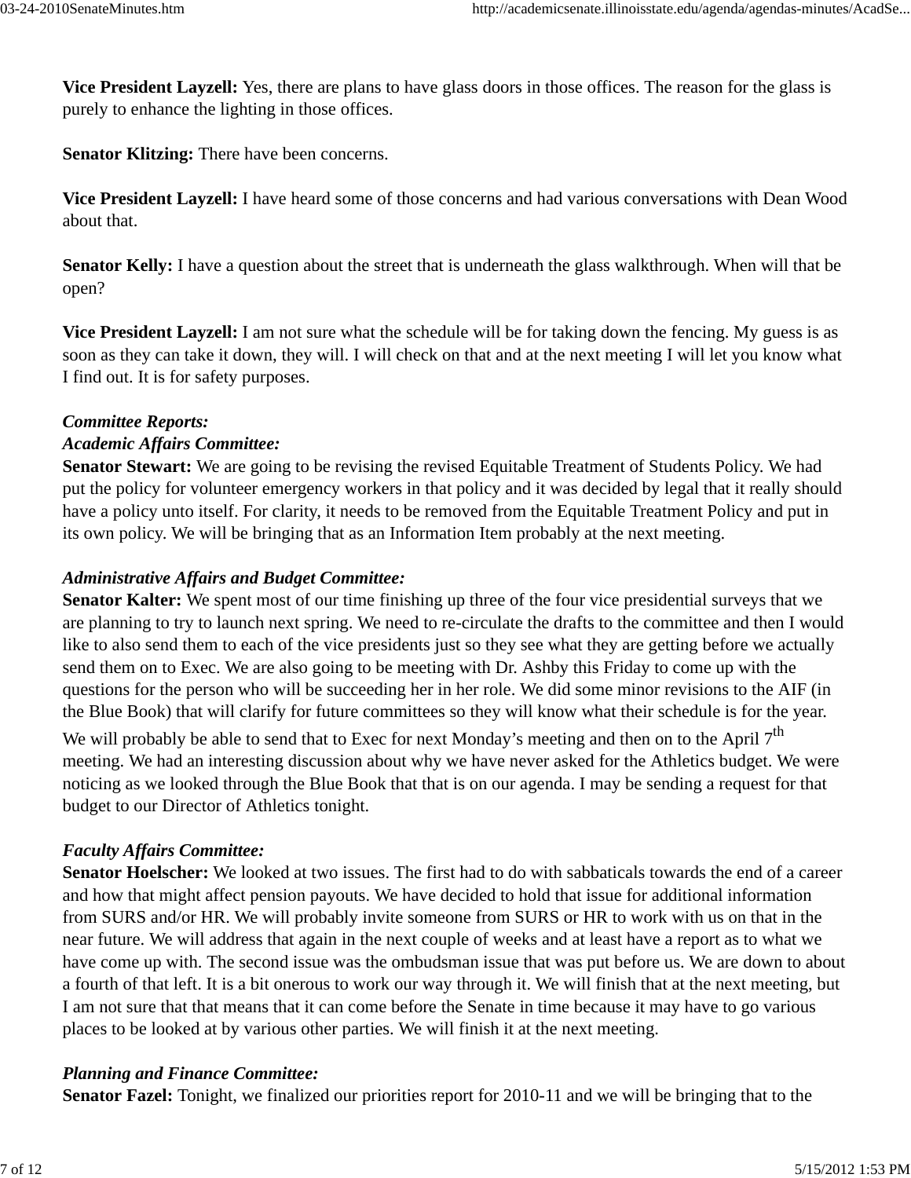**Vice President Layzell:** Yes, there are plans to have glass doors in those offices. The reason for the glass is purely to enhance the lighting in those offices.

**Senator Klitzing:** There have been concerns.

**Vice President Layzell:** I have heard some of those concerns and had various conversations with Dean Wood about that.

**Senator Kelly:** I have a question about the street that is underneath the glass walkthrough. When will that be open?

**Vice President Layzell:** I am not sure what the schedule will be for taking down the fencing. My guess is as soon as they can take it down, they will. I will check on that and at the next meeting I will let you know what I find out. It is for safety purposes.

*Committee Reports:*
*Academic Affairs Committee:*
**Senator Stewart:** We are going to be revising the revised Equitable Treatment of Students Policy. We had put the policy for volunteer emergency workers in that policy and it was decided by legal that it really should have a policy unto itself. For clarity, it needs to be removed from the Equitable Treatment Policy and put in its own policy. We will be bringing that as an Information Item probably at the next meeting.

*Administrative Affairs and Budget Committee:*
**Senator Kalter:** We spent most of our time finishing up three of the four vice presidential surveys that we are planning to try to launch next spring. We need to re-circulate the drafts to the committee and then I would like to also send them to each of the vice presidents just so they see what they are getting before we actually send them on to Exec. We are also going to be meeting with Dr. Ashby this Friday to come up with the questions for the person who will be succeeding her in her role. We did some minor revisions to the AIF (in the Blue Book) that will clarify for future committees so they will know what their schedule is for the year. We will probably be able to send that to Exec for next Monday's meeting and then on to the April 7th meeting. We had an interesting discussion about why we have never asked for the Athletics budget. We were noticing as we looked through the Blue Book that that is on our agenda. I may be sending a request for that budget to our Director of Athletics tonight.

*Faculty Affairs Committee:*
**Senator Hoelscher:** We looked at two issues. The first had to do with sabbaticals towards the end of a career and how that might affect pension payouts. We have decided to hold that issue for additional information from SURS and/or HR. We will probably invite someone from SURS or HR to work with us on that in the near future. We will address that again in the next couple of weeks and at least have a report as to what we have come up with. The second issue was the ombudsman issue that was put before us. We are down to about a fourth of that left. It is a bit onerous to work our way through it. We will finish that at the next meeting, but I am not sure that that means that it can come before the Senate in time because it may have to go various places to be looked at by various other parties. We will finish it at the next meeting.

*Planning and Finance Committee:*
**Senator Fazel:** Tonight, we finalized our priorities report for 2010-11 and we will be bringing that to the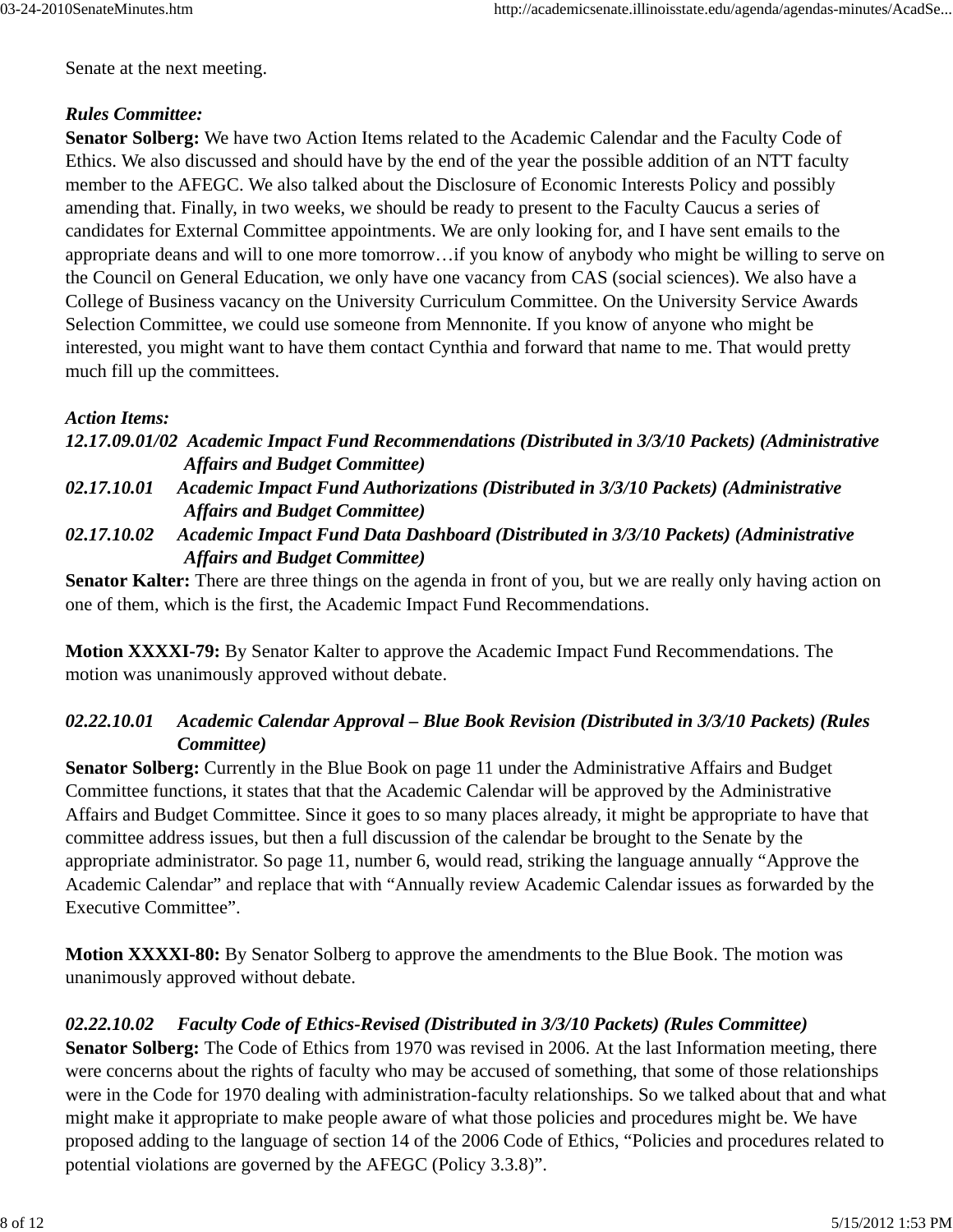Senate at the next meeting.

***Rules Committee:***

**Senator Solberg:** We have two Action Items related to the Academic Calendar and the Faculty Code of Ethics. We also discussed and should have by the end of the year the possible addition of an NTT faculty member to the AFEGC. We also talked about the Disclosure of Economic Interests Policy and possibly amending that. Finally, in two weeks, we should be ready to present to the Faculty Caucus a series of candidates for External Committee appointments. We are only looking for, and I have sent emails to the appropriate deans and will to one more tomorrow…if you know of anybody who might be willing to serve on the Council on General Education, we only have one vacancy from CAS (social sciences). We also have a College of Business vacancy on the University Curriculum Committee. On the University Service Awards Selection Committee, we could use someone from Mennonite. If you know of anyone who might be interested, you might want to have them contact Cynthia and forward that name to me. That would pretty much fill up the committees.

***Action Items:***

***12.17.09.01/02 Academic Impact Fund Recommendations (Distributed in 3/3/10 Packets) (Administrative Affairs and Budget Committee)***

***02.17.10.01 Academic Impact Fund Authorizations (Distributed in 3/3/10 Packets) (Administrative Affairs and Budget Committee)***

***02.17.10.02 Academic Impact Fund Data Dashboard (Distributed in 3/3/10 Packets) (Administrative Affairs and Budget Committee)***

**Senator Kalter:** There are three things on the agenda in front of you, but we are really only having action on one of them, which is the first, the Academic Impact Fund Recommendations.

**Motion XXXXI-79:** By Senator Kalter to approve the Academic Impact Fund Recommendations. The motion was unanimously approved without debate.

***02.22.10.01 Academic Calendar Approval – Blue Book Revision (Distributed in 3/3/10 Packets) (Rules Committee)***

**Senator Solberg:** Currently in the Blue Book on page 11 under the Administrative Affairs and Budget Committee functions, it states that that the Academic Calendar will be approved by the Administrative Affairs and Budget Committee. Since it goes to so many places already, it might be appropriate to have that committee address issues, but then a full discussion of the calendar be brought to the Senate by the appropriate administrator. So page 11, number 6, would read, striking the language annually "Approve the Academic Calendar" and replace that with "Annually review Academic Calendar issues as forwarded by the Executive Committee".

**Motion XXXXI-80:** By Senator Solberg to approve the amendments to the Blue Book. The motion was unanimously approved without debate.

***02.22.10.02 Faculty Code of Ethics-Revised (Distributed in 3/3/10 Packets) (Rules Committee)***

**Senator Solberg:** The Code of Ethics from 1970 was revised in 2006. At the last Information meeting, there were concerns about the rights of faculty who may be accused of something, that some of those relationships were in the Code for 1970 dealing with administration-faculty relationships. So we talked about that and what might make it appropriate to make people aware of what those policies and procedures might be. We have proposed adding to the language of section 14 of the 2006 Code of Ethics, "Policies and procedures related to potential violations are governed by the AFEGC (Policy 3.3.8)".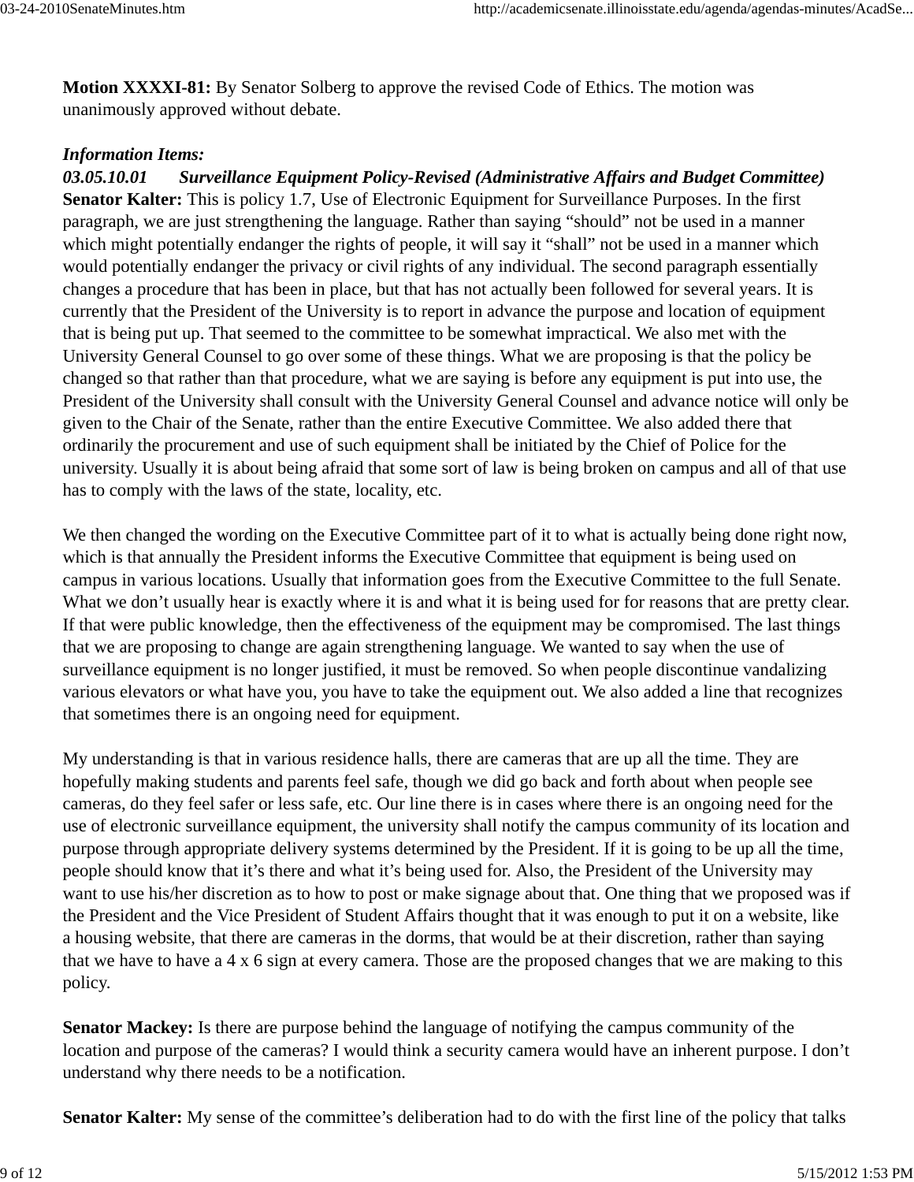**Motion XXXXI-81:** By Senator Solberg to approve the revised Code of Ethics. The motion was unanimously approved without debate.

***Information Items:***

***03.05.10.01 Surveillance Equipment Policy-Revised (Administrative Affairs and Budget Committee)***

**Senator Kalter:** This is policy 1.7, Use of Electronic Equipment for Surveillance Purposes. In the first paragraph, we are just strengthening the language. Rather than saying "should" not be used in a manner which might potentially endanger the rights of people, it will say it "shall" not be used in a manner which would potentially endanger the privacy or civil rights of any individual. The second paragraph essentially changes a procedure that has been in place, but that has not actually been followed for several years. It is currently that the President of the University is to report in advance the purpose and location of equipment that is being put up. That seemed to the committee to be somewhat impractical. We also met with the University General Counsel to go over some of these things. What we are proposing is that the policy be changed so that rather than that procedure, what we are saying is before any equipment is put into use, the President of the University shall consult with the University General Counsel and advance notice will only be given to the Chair of the Senate, rather than the entire Executive Committee. We also added there that ordinarily the procurement and use of such equipment shall be initiated by the Chief of Police for the university. Usually it is about being afraid that some sort of law is being broken on campus and all of that use has to comply with the laws of the state, locality, etc.

We then changed the wording on the Executive Committee part of it to what is actually being done right now, which is that annually the President informs the Executive Committee that equipment is being used on campus in various locations. Usually that information goes from the Executive Committee to the full Senate. What we don't usually hear is exactly where it is and what it is being used for for reasons that are pretty clear. If that were public knowledge, then the effectiveness of the equipment may be compromised. The last things that we are proposing to change are again strengthening language. We wanted to say when the use of surveillance equipment is no longer justified, it must be removed. So when people discontinue vandalizing various elevators or what have you, you have to take the equipment out. We also added a line that recognizes that sometimes there is an ongoing need for equipment.

My understanding is that in various residence halls, there are cameras that are up all the time. They are hopefully making students and parents feel safe, though we did go back and forth about when people see cameras, do they feel safer or less safe, etc. Our line there is in cases where there is an ongoing need for the use of electronic surveillance equipment, the university shall notify the campus community of its location and purpose through appropriate delivery systems determined by the President. If it is going to be up all the time, people should know that it's there and what it's being used for. Also, the President of the University may want to use his/her discretion as to how to post or make signage about that. One thing that we proposed was if the President and the Vice President of Student Affairs thought that it was enough to put it on a website, like a housing website, that there are cameras in the dorms, that would be at their discretion, rather than saying that we have to have a 4 x 6 sign at every camera. Those are the proposed changes that we are making to this policy.

**Senator Mackey:** Is there are purpose behind the language of notifying the campus community of the location and purpose of the cameras? I would think a security camera would have an inherent purpose. I don't understand why there needs to be a notification.

**Senator Kalter:** My sense of the committee's deliberation had to do with the first line of the policy that talks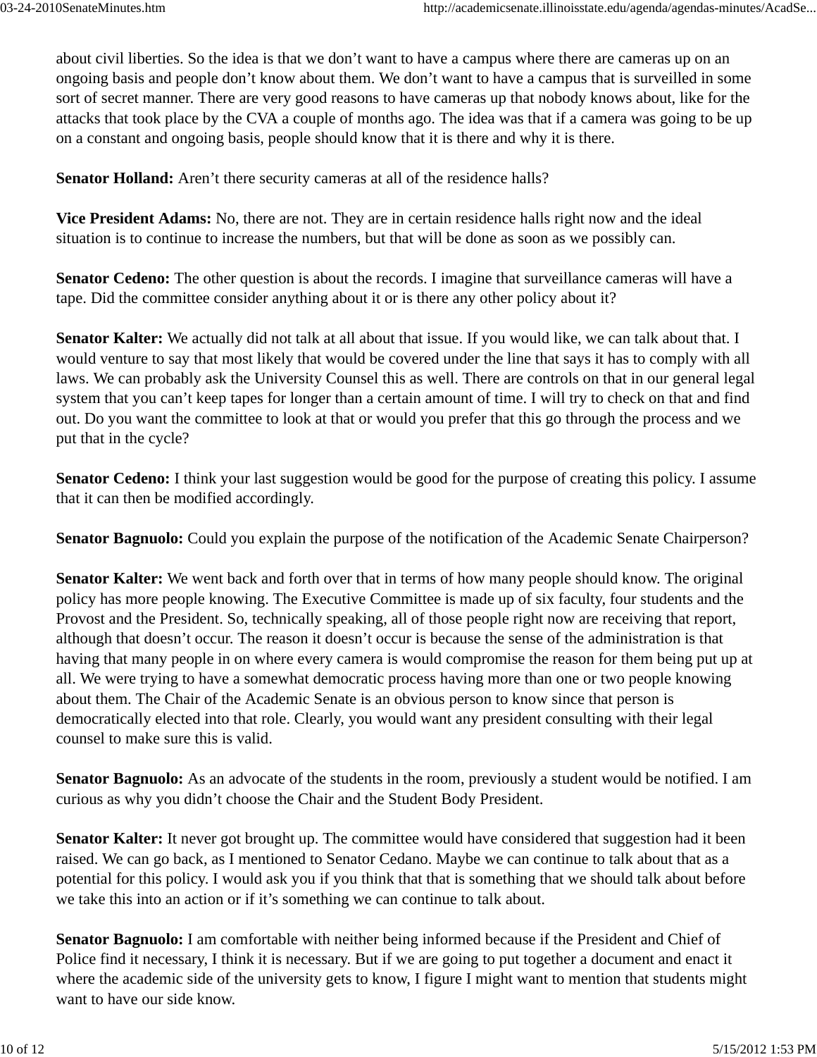about civil liberties. So the idea is that we don't want to have a campus where there are cameras up on an ongoing basis and people don't know about them. We don't want to have a campus that is surveilled in some sort of secret manner. There are very good reasons to have cameras up that nobody knows about, like for the attacks that took place by the CVA a couple of months ago. The idea was that if a camera was going to be up on a constant and ongoing basis, people should know that it is there and why it is there.

**Senator Holland:** Aren't there security cameras at all of the residence halls?

**Vice President Adams:** No, there are not. They are in certain residence halls right now and the ideal situation is to continue to increase the numbers, but that will be done as soon as we possibly can.

**Senator Cedeno:** The other question is about the records. I imagine that surveillance cameras will have a tape. Did the committee consider anything about it or is there any other policy about it?

**Senator Kalter:** We actually did not talk at all about that issue. If you would like, we can talk about that. I would venture to say that most likely that would be covered under the line that says it has to comply with all laws. We can probably ask the University Counsel this as well. There are controls on that in our general legal system that you can't keep tapes for longer than a certain amount of time. I will try to check on that and find out. Do you want the committee to look at that or would you prefer that this go through the process and we put that in the cycle?

**Senator Cedeno:** I think your last suggestion would be good for the purpose of creating this policy. I assume that it can then be modified accordingly.

**Senator Bagnuolo:** Could you explain the purpose of the notification of the Academic Senate Chairperson?

**Senator Kalter:** We went back and forth over that in terms of how many people should know. The original policy has more people knowing. The Executive Committee is made up of six faculty, four students and the Provost and the President. So, technically speaking, all of those people right now are receiving that report, although that doesn't occur. The reason it doesn't occur is because the sense of the administration is that having that many people in on where every camera is would compromise the reason for them being put up at all. We were trying to have a somewhat democratic process having more than one or two people knowing about them. The Chair of the Academic Senate is an obvious person to know since that person is democratically elected into that role. Clearly, you would want any president consulting with their legal counsel to make sure this is valid.

**Senator Bagnuolo:** As an advocate of the students in the room, previously a student would be notified. I am curious as why you didn't choose the Chair and the Student Body President.

**Senator Kalter:** It never got brought up. The committee would have considered that suggestion had it been raised. We can go back, as I mentioned to Senator Cedano. Maybe we can continue to talk about that as a potential for this policy. I would ask you if you think that that is something that we should talk about before we take this into an action or if it's something we can continue to talk about.

**Senator Bagnuolo:** I am comfortable with neither being informed because if the President and Chief of Police find it necessary, I think it is necessary. But if we are going to put together a document and enact it where the academic side of the university gets to know, I figure I might want to mention that students might want to have our side know.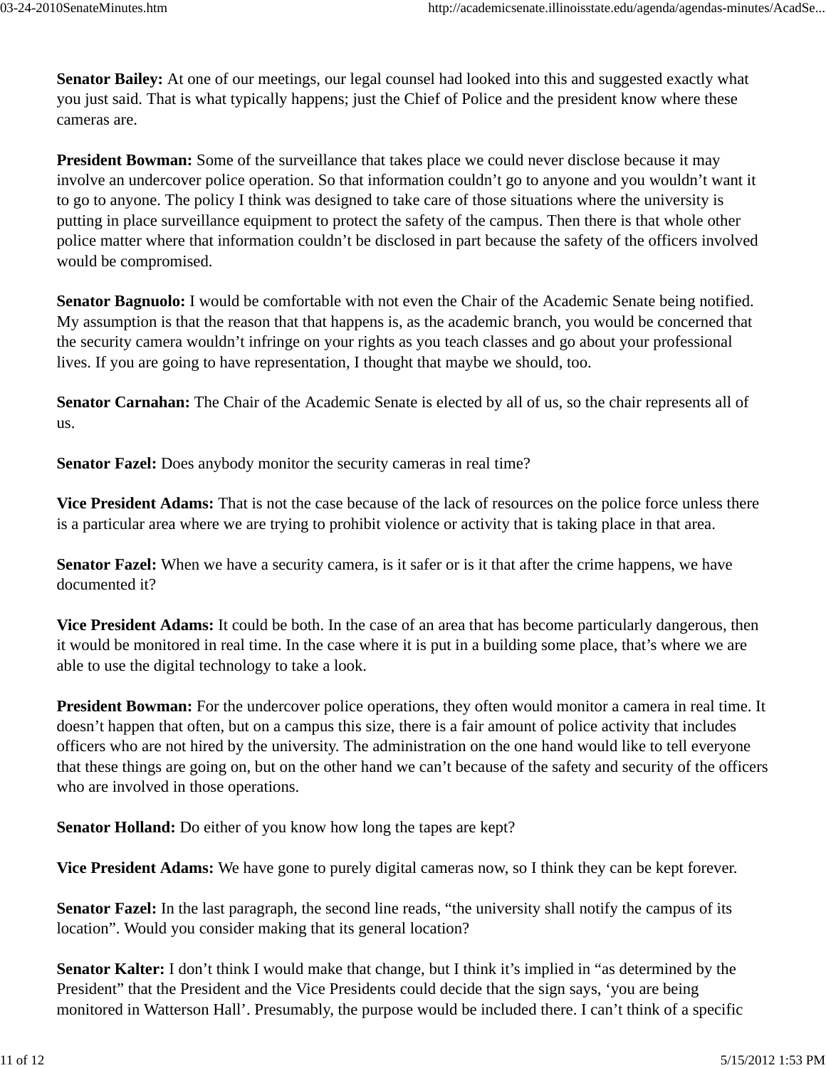**Senator Bailey:** At one of our meetings, our legal counsel had looked into this and suggested exactly what you just said. That is what typically happens; just the Chief of Police and the president know where these cameras are.

**President Bowman:** Some of the surveillance that takes place we could never disclose because it may involve an undercover police operation. So that information couldn't go to anyone and you wouldn't want it to go to anyone. The policy I think was designed to take care of those situations where the university is putting in place surveillance equipment to protect the safety of the campus. Then there is that whole other police matter where that information couldn't be disclosed in part because the safety of the officers involved would be compromised.

**Senator Bagnuolo:** I would be comfortable with not even the Chair of the Academic Senate being notified. My assumption is that the reason that that happens is, as the academic branch, you would be concerned that the security camera wouldn't infringe on your rights as you teach classes and go about your professional lives. If you are going to have representation, I thought that maybe we should, too.

**Senator Carnahan:** The Chair of the Academic Senate is elected by all of us, so the chair represents all of us.

**Senator Fazel:** Does anybody monitor the security cameras in real time?

**Vice President Adams:** That is not the case because of the lack of resources on the police force unless there is a particular area where we are trying to prohibit violence or activity that is taking place in that area.

**Senator Fazel:** When we have a security camera, is it safer or is it that after the crime happens, we have documented it?

**Vice President Adams:** It could be both. In the case of an area that has become particularly dangerous, then it would be monitored in real time. In the case where it is put in a building some place, that's where we are able to use the digital technology to take a look.

**President Bowman:** For the undercover police operations, they often would monitor a camera in real time. It doesn't happen that often, but on a campus this size, there is a fair amount of police activity that includes officers who are not hired by the university. The administration on the one hand would like to tell everyone that these things are going on, but on the other hand we can't because of the safety and security of the officers who are involved in those operations.

**Senator Holland:** Do either of you know how long the tapes are kept?

**Vice President Adams:** We have gone to purely digital cameras now, so I think they can be kept forever.

**Senator Fazel:** In the last paragraph, the second line reads, "the university shall notify the campus of its location". Would you consider making that its general location?

**Senator Kalter:** I don't think I would make that change, but I think it's implied in "as determined by the President" that the President and the Vice Presidents could decide that the sign says, 'you are being monitored in Watterson Hall'. Presumably, the purpose would be included there. I can't think of a specific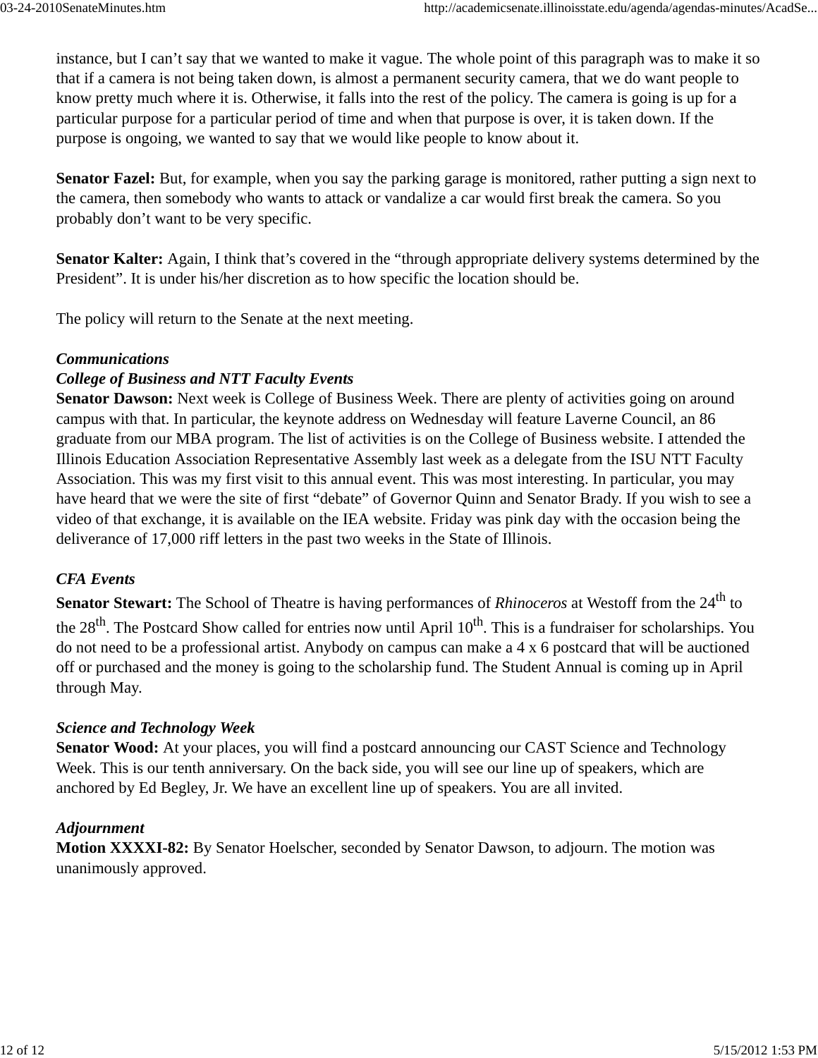instance, but I can't say that we wanted to make it vague. The whole point of this paragraph was to make it so that if a camera is not being taken down, is almost a permanent security camera, that we do want people to know pretty much where it is. Otherwise, it falls into the rest of the policy. The camera is going is up for a particular purpose for a particular period of time and when that purpose is over, it is taken down. If the purpose is ongoing, we wanted to say that we would like people to know about it.

**Senator Fazel:** But, for example, when you say the parking garage is monitored, rather putting a sign next to the camera, then somebody who wants to attack or vandalize a car would first break the camera. So you probably don't want to be very specific.

**Senator Kalter:** Again, I think that's covered in the "through appropriate delivery systems determined by the President". It is under his/her discretion as to how specific the location should be.

The policy will return to the Senate at the next meeting.

***Communications***

***College of Business and NTT Faculty Events***

**Senator Dawson:** Next week is College of Business Week. There are plenty of activities going on around campus with that. In particular, the keynote address on Wednesday will feature Laverne Council, an 86 graduate from our MBA program. The list of activities is on the College of Business website. I attended the Illinois Education Association Representative Assembly last week as a delegate from the ISU NTT Faculty Association. This was my first visit to this annual event. This was most interesting. In particular, you may have heard that we were the site of first "debate" of Governor Quinn and Senator Brady. If you wish to see a video of that exchange, it is available on the IEA website. Friday was pink day with the occasion being the deliverance of 17,000 riff letters in the past two weeks in the State of Illinois.

***CFA Events***

**Senator Stewart:** The School of Theatre is having performances of *Rhinoceros* at Westoff from the 24th to the 28th. The Postcard Show called for entries now until April 10th. This is a fundraiser for scholarships. You do not need to be a professional artist. Anybody on campus can make a 4 x 6 postcard that will be auctioned off or purchased and the money is going to the scholarship fund. The Student Annual is coming up in April through May.

***Science and Technology Week***

**Senator Wood:** At your places, you will find a postcard announcing our CAST Science and Technology Week. This is our tenth anniversary. On the back side, you will see our line up of speakers, which are anchored by Ed Begley, Jr. We have an excellent line up of speakers. You are all invited.

***Adjournment***

**Motion XXXXI-82:** By Senator Hoelscher, seconded by Senator Dawson, to adjourn. The motion was unanimously approved.